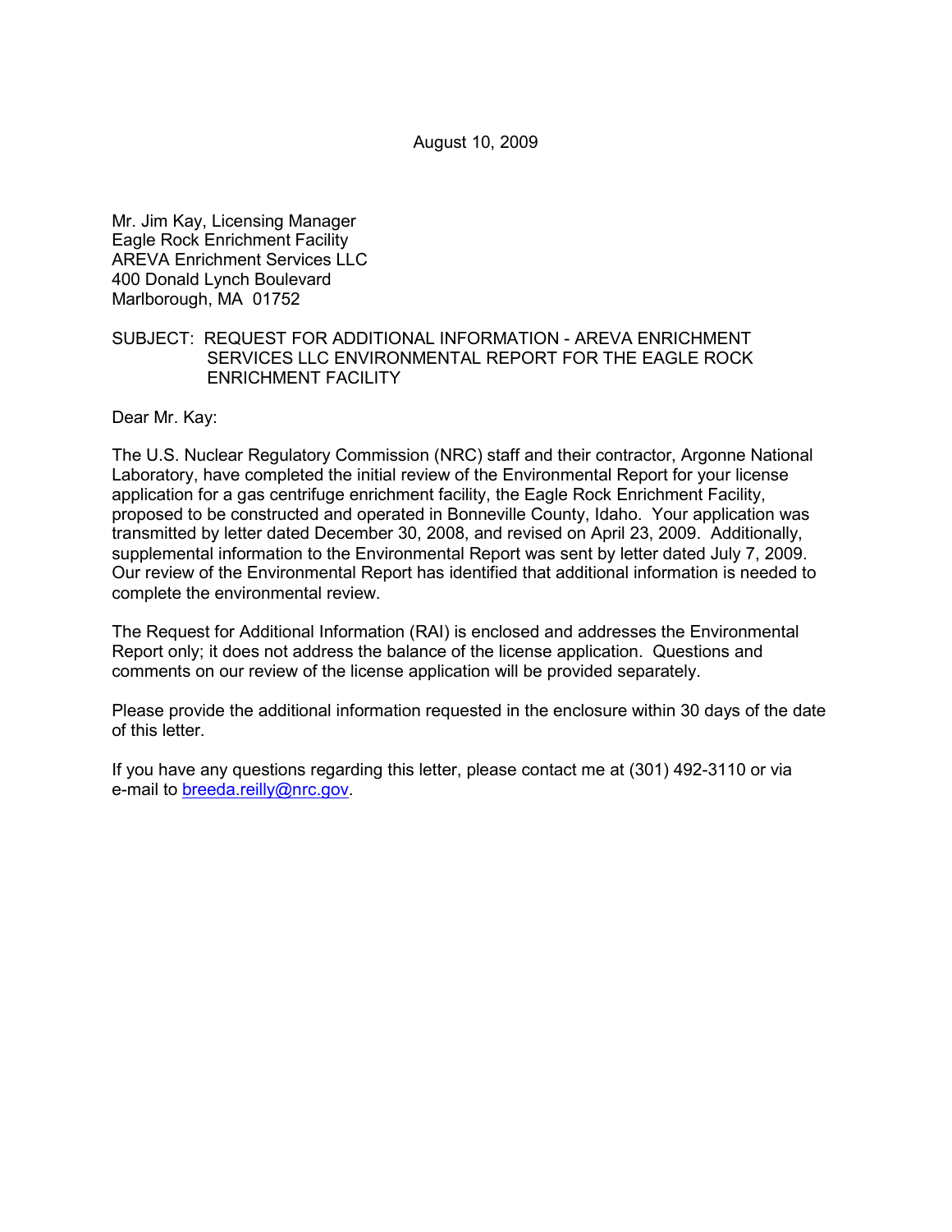August 10, 2009

Mr. Jim Kay, Licensing Manager
Eagle Rock Enrichment Facility
AREVA Enrichment Services LLC
400 Donald Lynch Boulevard
Marlborough, MA 01752

SUBJECT: REQUEST FOR ADDITIONAL INFORMATION - AREVA ENRICHMENT SERVICES LLC ENVIRONMENTAL REPORT FOR THE EAGLE ROCK ENRICHMENT FACILITY

Dear Mr. Kay:

The U.S. Nuclear Regulatory Commission (NRC) staff and their contractor, Argonne National Laboratory, have completed the initial review of the Environmental Report for your license application for a gas centrifuge enrichment facility, the Eagle Rock Enrichment Facility, proposed to be constructed and operated in Bonneville County, Idaho. Your application was transmitted by letter dated December 30, 2008, and revised on April 23, 2009. Additionally, supplemental information to the Environmental Report was sent by letter dated July 7, 2009. Our review of the Environmental Report has identified that additional information is needed to complete the environmental review.

The Request for Additional Information (RAI) is enclosed and addresses the Environmental Report only; it does not address the balance of the license application. Questions and comments on our review of the license application will be provided separately.

Please provide the additional information requested in the enclosure within 30 days of the date of this letter.

If you have any questions regarding this letter, please contact me at (301) 492-3110 or via e-mail to breeda.reilly@nrc.gov.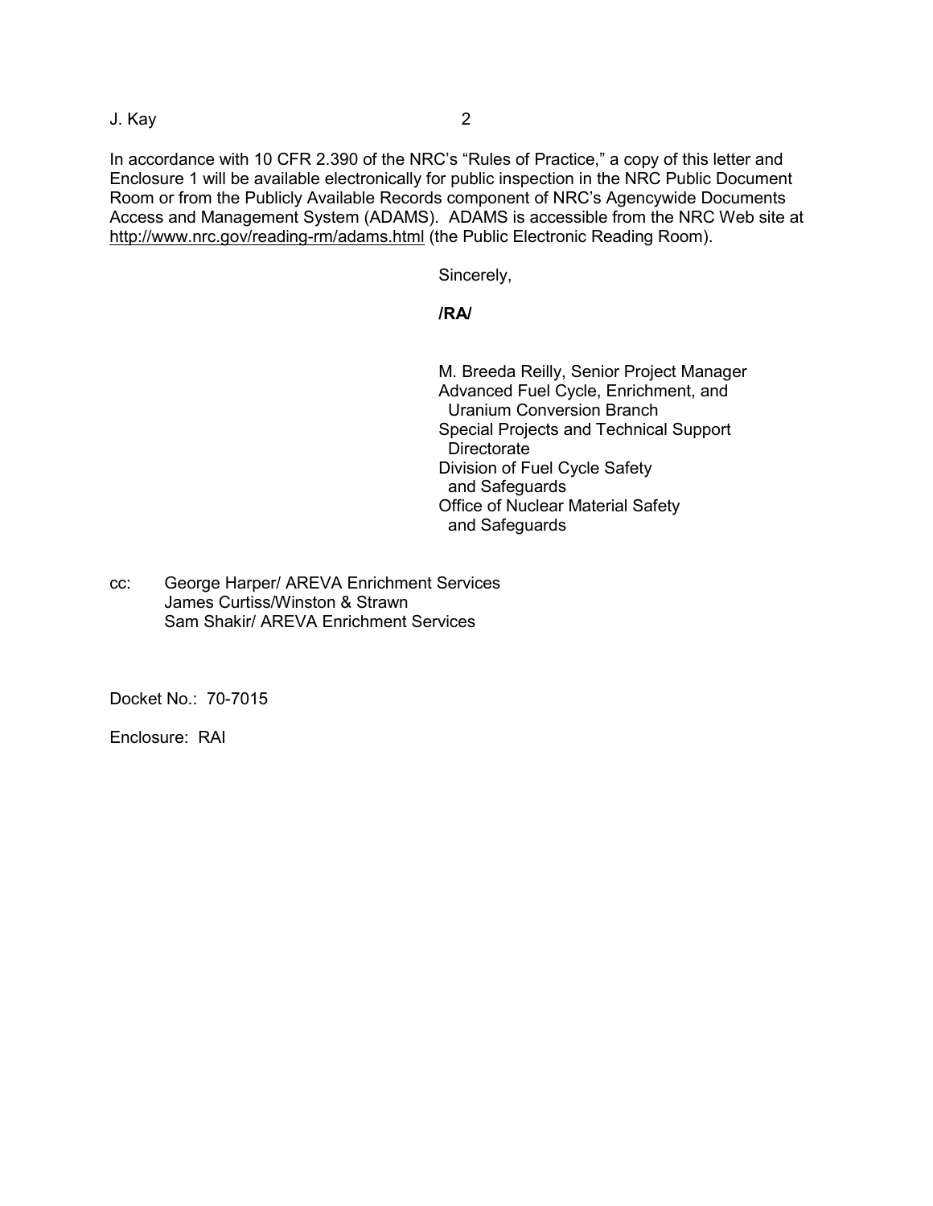In accordance with 10 CFR 2.390 of the NRC's "Rules of Practice," a copy of this letter and Enclosure 1 will be available electronically for public inspection in the NRC Public Document Room or from the Publicly Available Records component of NRC's Agencywide Documents Access and Management System (ADAMS). ADAMS is accessible from the NRC Web site at http://www.nrc.gov/reading-rm/adams.html (the Public Electronic Reading Room).

Sincerely,

**/RA/**

M. Breeda Reilly, Senior Project Manager
Advanced Fuel Cycle, Enrichment, and
Uranium Conversion Branch
Special Projects and Technical Support
Directorate
Division of Fuel Cycle Safety
and Safeguards
Office of Nuclear Material Safety
and Safeguards

cc: George Harper/ AREVA Enrichment Services
James Curtiss/Winston & Strawn
Sam Shakir/ AREVA Enrichment Services

Docket No.: 70-7015

Enclosure: RAI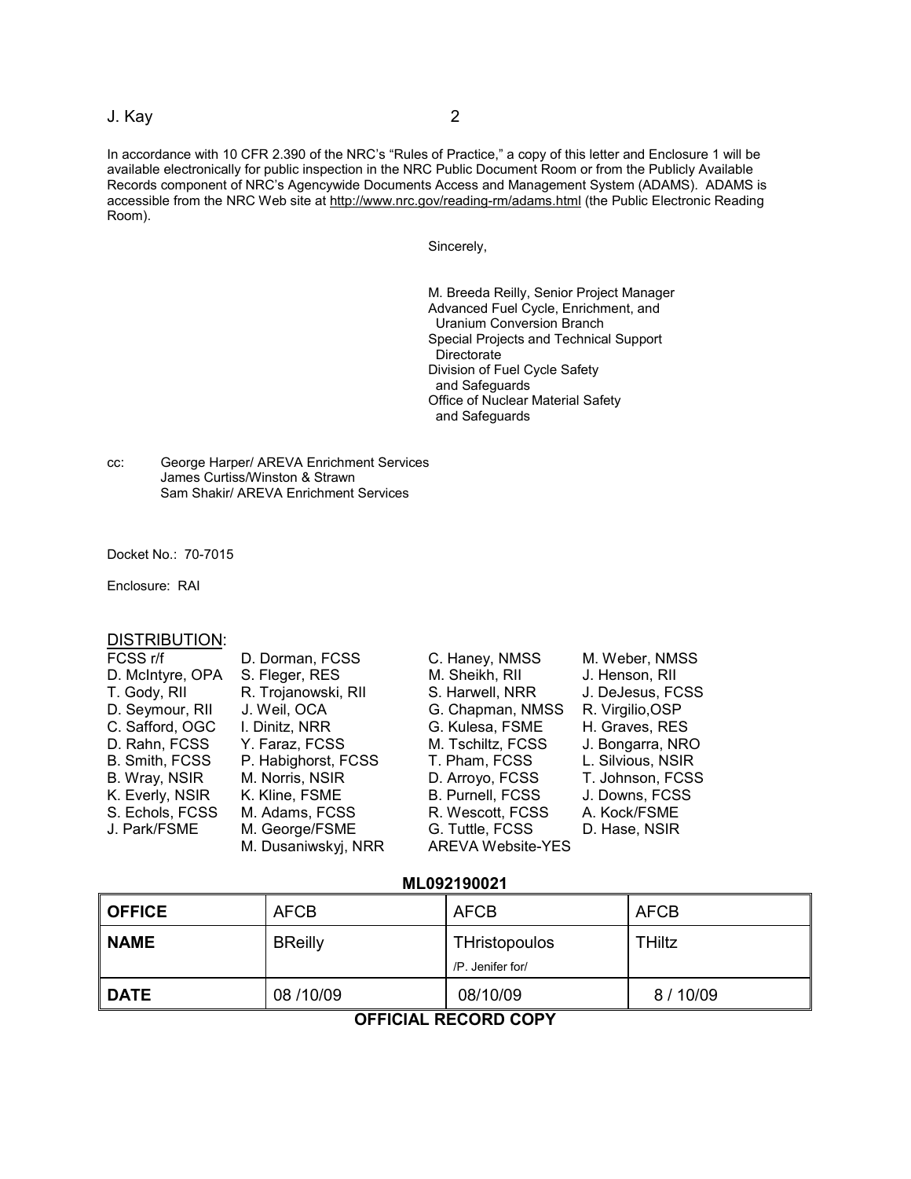In accordance with 10 CFR 2.390 of the NRC's "Rules of Practice," a copy of this letter and Enclosure 1 will be available electronically for public inspection in the NRC Public Document Room or from the Publicly Available Records component of NRC's Agencywide Documents Access and Management System (ADAMS). ADAMS is accessible from the NRC Web site at http://www.nrc.gov/reading-rm/adams.html (the Public Electronic Reading Room).

Sincerely,

M. Breeda Reilly, Senior Project Manager
Advanced Fuel Cycle, Enrichment, and
Uranium Conversion Branch
Special Projects and Technical Support
Directorate
Division of Fuel Cycle Safety
and Safeguards
Office of Nuclear Material Safety
and Safeguards

cc: George Harper/ AREVA Enrichment Services
James Curtiss/Winston & Strawn
Sam Shakir/ AREVA Enrichment Services

Docket No.: 70-7015

Enclosure: RAI

DISTRIBUTION:

| | | | |
|---|---|---|---|
| FCSS r/f | D. Dorman, FCSS | C. Haney, NMSS | M. Weber, NMSS |
| D. McIntyre, OPA | S. Fleger, RES | M. Sheikh, RII | J. Henson, RII |
| T. Gody, RII | R. Trojanowski, RII | S. Harwell, NRR | J. DeJesus, FCSS |
| D. Seymour, RII | J. Weil, OCA | G. Chapman, NMSS | R. Virgilio,OSP |
| C. Safford, OGC | I. Dinitz, NRR | G. Kulesa, FSME | H. Graves, RES |
| D. Rahn, FCSS | Y. Faraz, FCSS | M. Tschiltz, FCSS | J. Bongarra, NRO |
| B. Smith, FCSS | P. Habighorst, FCSS | T. Pham, FCSS | L. Silvious, NSIR |
| B. Wray, NSIR | M. Norris, NSIR | D. Arroyo, FCSS | T. Johnson, FCSS |
| K. Everly, NSIR | K. Kline, FSME | B. Purnell, FCSS | J. Downs, FCSS |
| S. Echols, FCSS | M. Adams, FCSS | R. Wescott, FCSS | A. Kock/FSME |
| J. Park/FSME | M. George/FSME | G. Tuttle, FCSS | D. Hase, NSIR |
| | M. Dusaniwskyj, NRR | AREVA Website-YES | |

**ML092190021**

| **OFFICE** | AFCB | AFCB | AFCB |
|---|---|---|---|
| **NAME** | BReilly | THristopoulos /P. Jenifer for/ | THiltz |
| **DATE** | 08 /10/09 | 08/10/09 | 8 / 10/09 |

**OFFICIAL RECORD COPY**